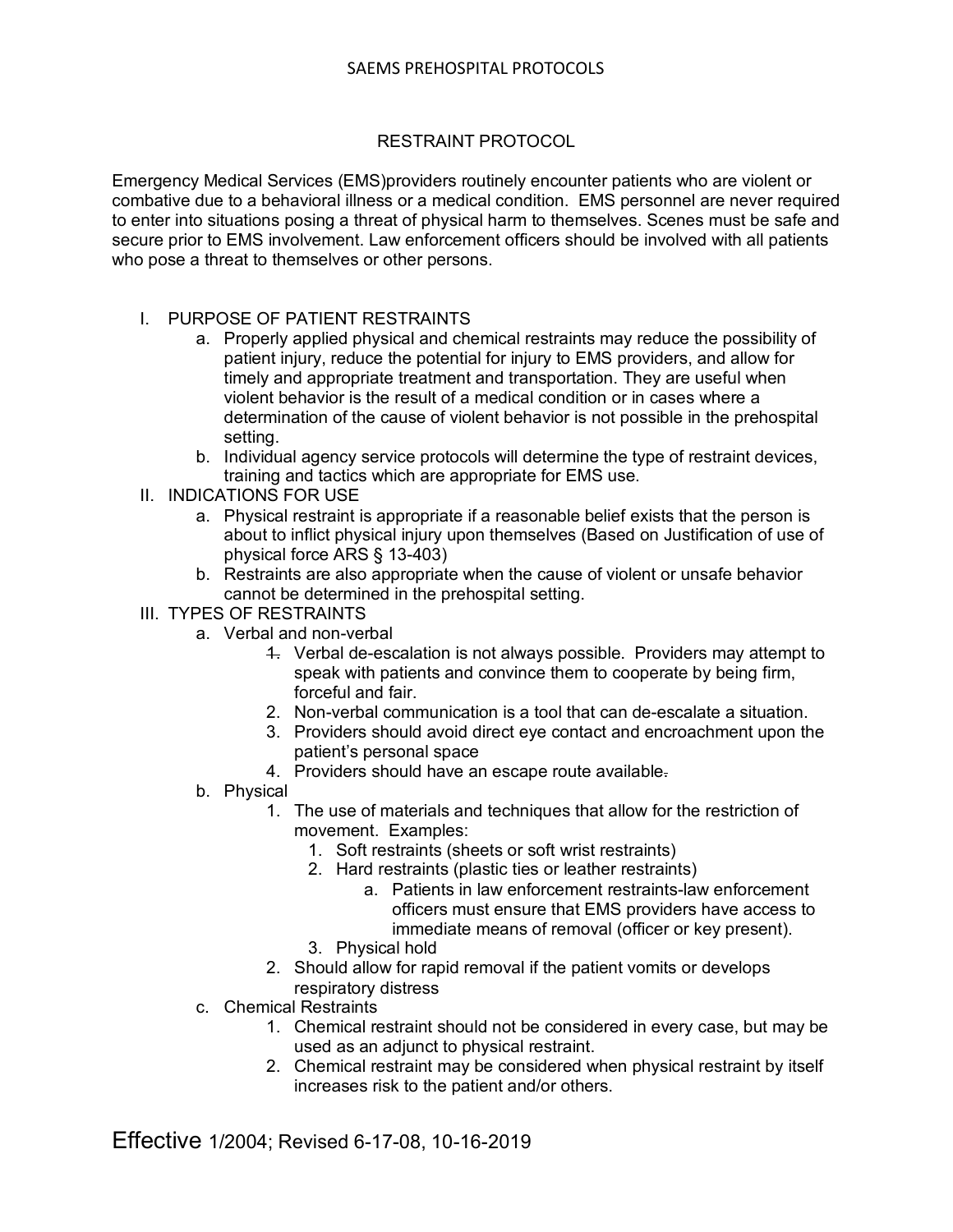# RESTRAINT PROTOCOL

Emergency Medical Services (EMS)providers routinely encounter patients who are violent or combative due to a behavioral illness or a medical condition. EMS personnel are never required to enter into situations posing a threat of physical harm to themselves. Scenes must be safe and secure prior to EMS involvement. Law enforcement officers should be involved with all patients who pose a threat to themselves or other persons.

## I. PURPOSE OF PATIENT RESTRAINTS

a. Properly applied physical and chemical restraints may reduce the possibility of patient injury, reduce the potential for injury to EMS providers, and allow for timely and appropriate treatment and transportation. They are useful when violent behavior is the result of a medical condition or in cases where a determination of the cause of violent behavior is not possible in the prehospital setting.

b. Individual agency service protocols will determine the type of restraint devices, training and tactics which are appropriate for EMS use.

## II. INDICATIONS FOR USE

a. Physical restraint is appropriate if a reasonable belief exists that the person is about to inflict physical injury upon themselves (Based on Justification of use of physical force ARS § 13-403)

b. Restraints are also appropriate when the cause of violent or unsafe behavior cannot be determined in the prehospital setting.

## III. TYPES OF RESTRAINTS

a. Verbal and non-verbal

1. Verbal de-escalation is not always possible. Providers may attempt to speak with patients and convince them to cooperate by being firm, forceful and fair.
2. Non-verbal communication is a tool that can de-escalate a situation.
3. Providers should avoid direct eye contact and encroachment upon the patient's personal space
4. Providers should have an escape route available.

b. Physical

1. The use of materials and techniques that allow for the restriction of movement. Examples:
   1. Soft restraints (sheets or soft wrist restraints)
   2. Hard restraints (plastic ties or leather restraints)
      a. Patients in law enforcement restraints-law enforcement officers must ensure that EMS providers have access to immediate means of removal (officer or key present).
   3. Physical hold
2. Should allow for rapid removal if the patient vomits or develops respiratory distress

c. Chemical Restraints

1. Chemical restraint should not be considered in every case, but may be used as an adjunct to physical restraint.
2. Chemical restraint may be considered when physical restraint by itself increases risk to the patient and/or others.

Effective 1/2004; Revised 6-17-08, 10-16-2019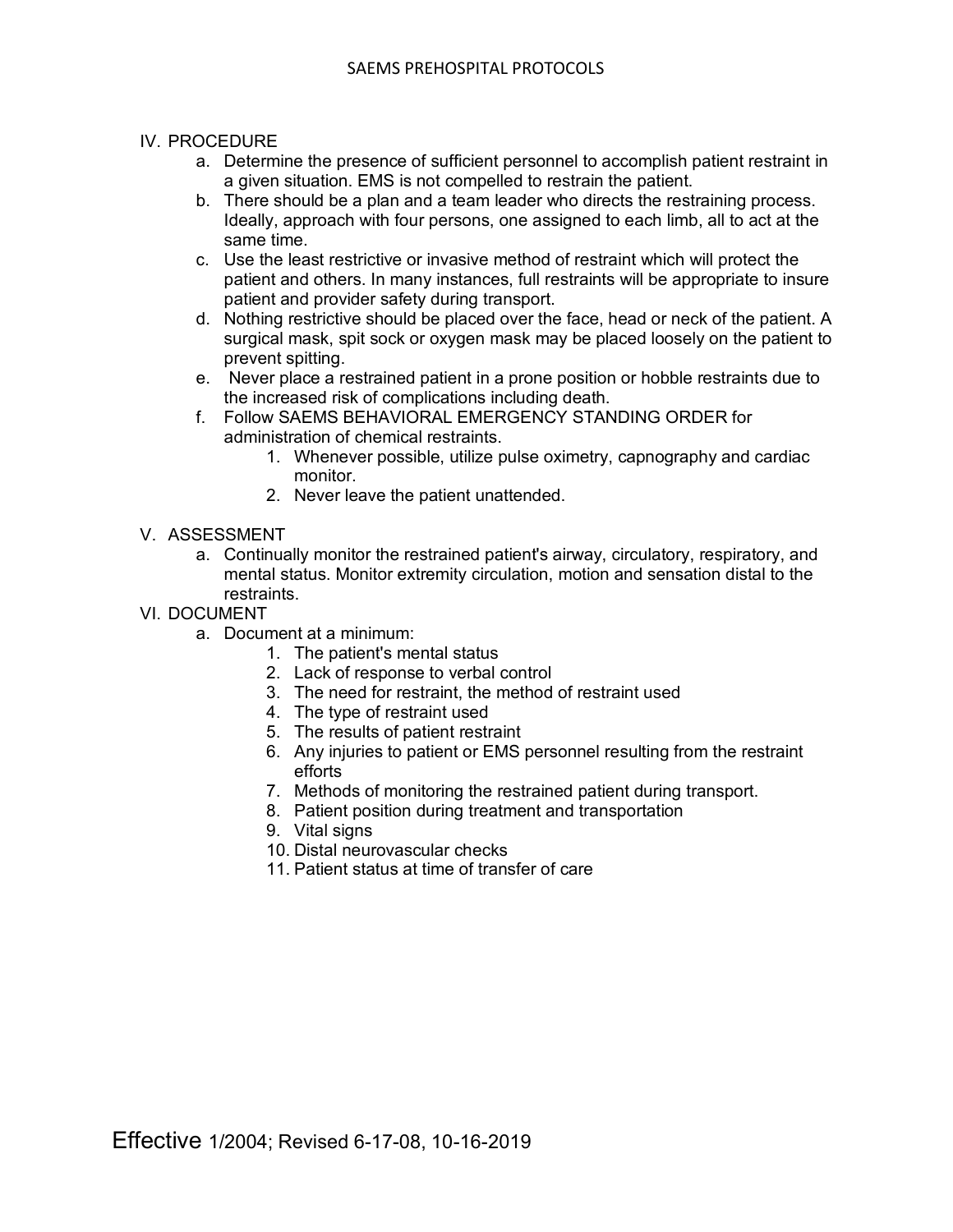## IV. PROCEDURE

a. Determine the presence of sufficient personnel to accomplish patient restraint in a given situation. EMS is not compelled to restrain the patient.

b. There should be a plan and a team leader who directs the restraining process. Ideally, approach with four persons, one assigned to each limb, all to act at the same time.

c. Use the least restrictive or invasive method of restraint which will protect the patient and others. In many instances, full restraints will be appropriate to insure patient and provider safety during transport.

d. Nothing restrictive should be placed over the face, head or neck of the patient. A surgical mask, spit sock or oxygen mask may be placed loosely on the patient to prevent spitting.

e. Never place a restrained patient in a prone position or hobble restraints due to the increased risk of complications including death.

f. Follow SAEMS BEHAVIORAL EMERGENCY STANDING ORDER for administration of chemical restraints.

   1. Whenever possible, utilize pulse oximetry, capnography and cardiac monitor.
   2. Never leave the patient unattended.

## V. ASSESSMENT

a. Continually monitor the restrained patient's airway, circulatory, respiratory, and mental status. Monitor extremity circulation, motion and sensation distal to the restraints.

## VI. DOCUMENT

a. Document at a minimum:

   1. The patient's mental status
   2. Lack of response to verbal control
   3. The need for restraint, the method of restraint used
   4. The type of restraint used
   5. The results of patient restraint
   6. Any injuries to patient or EMS personnel resulting from the restraint efforts
   7. Methods of monitoring the restrained patient during transport.
   8. Patient position during treatment and transportation
   9. Vital signs
   10. Distal neurovascular checks
   11. Patient status at time of transfer of care

Effective 1/2004; Revised 6-17-08, 10-16-2019